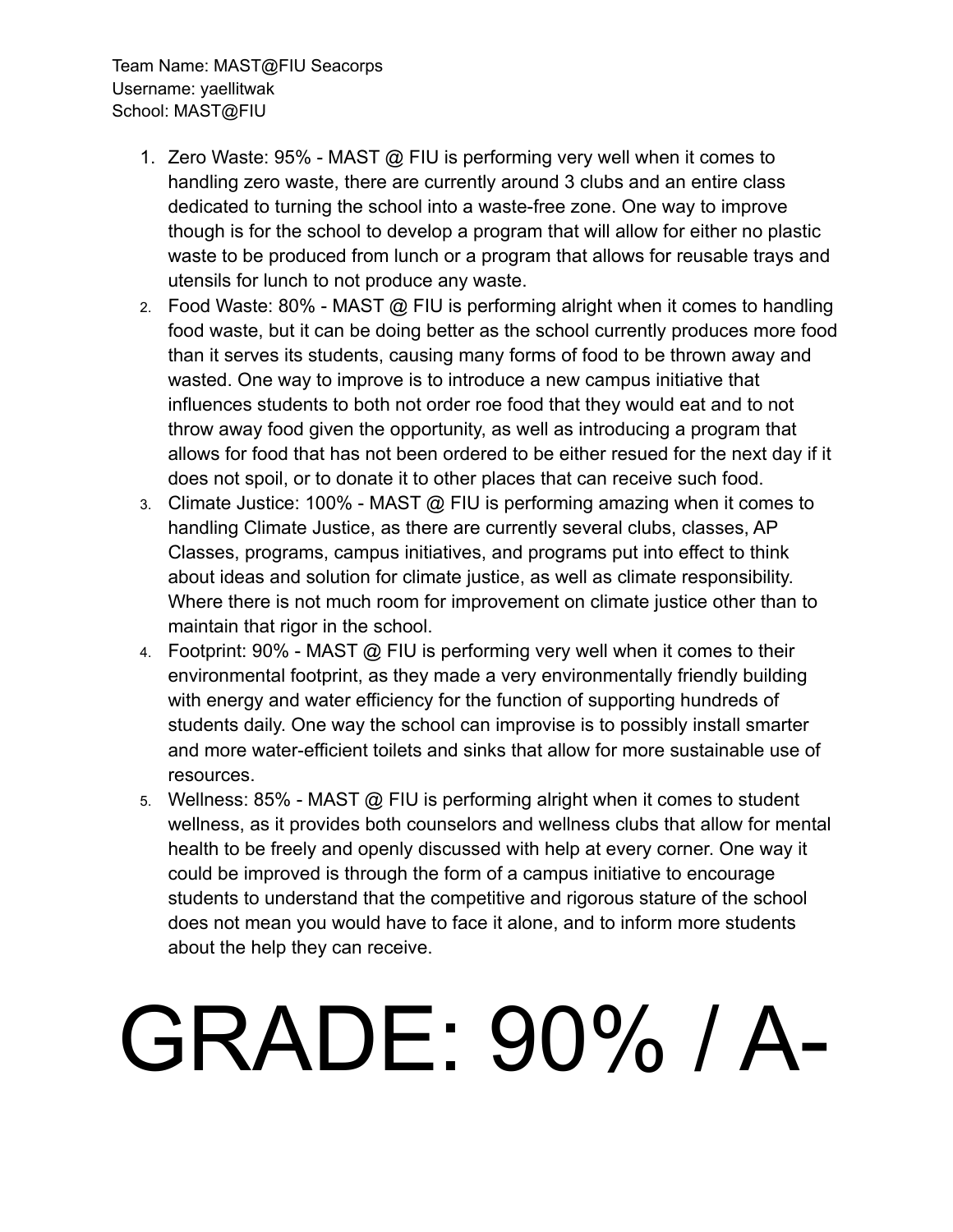Team Name: MAST@FIU Seacorps
Username: yaellitwak
School: MAST@FIU

1. Zero Waste: 95% - MAST @ FIU is performing very well when it comes to handling zero waste, there are currently around 3 clubs and an entire class dedicated to turning the school into a waste-free zone. One way to improve though is for the school to develop a program that will allow for either no plastic waste to be produced from lunch or a program that allows for reusable trays and utensils for lunch to not produce any waste.
2. Food Waste: 80% - MAST @ FIU is performing alright when it comes to handling food waste, but it can be doing better as the school currently produces more food than it serves its students, causing many forms of food to be thrown away and wasted. One way to improve is to introduce a new campus initiative that influences students to both not order roe food that they would eat and to not throw away food given the opportunity, as well as introducing a program that allows for food that has not been ordered to be either resued for the next day if it does not spoil, or to donate it to other places that can receive such food.
3. Climate Justice: 100% - MAST @ FIU is performing amazing when it comes to handling Climate Justice, as there are currently several clubs, classes, AP Classes, programs, campus initiatives, and programs put into effect to think about ideas and solution for climate justice, as well as climate responsibility. Where there is not much room for improvement on climate justice other than to maintain that rigor in the school.
4. Footprint: 90% - MAST @ FIU is performing very well when it comes to their environmental footprint, as they made a very environmentally friendly building with energy and water efficiency for the function of supporting hundreds of students daily. One way the school can improvise is to possibly install smarter and more water-efficient toilets and sinks that allow for more sustainable use of resources.
5. Wellness: 85% - MAST @ FIU is performing alright when it comes to student wellness, as it provides both counselors and wellness clubs that allow for mental health to be freely and openly discussed with help at every corner. One way it could be improved is through the form of a campus initiative to encourage students to understand that the competitive and rigorous stature of the school does not mean you would have to face it alone, and to inform more students about the help they can receive.

# GRADE: 90% / A-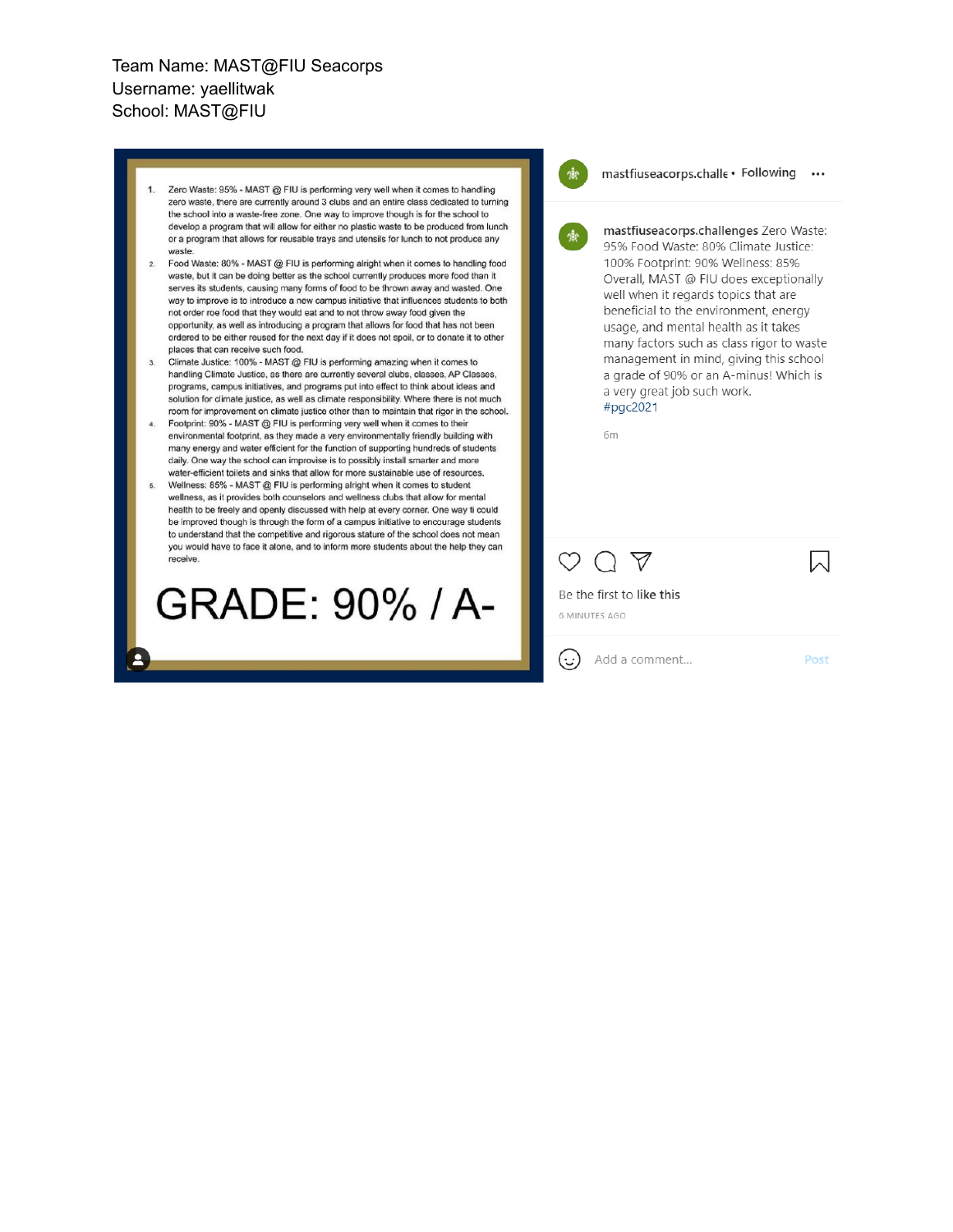Team Name: MAST@FIU Seacorps
Username: yaellitwak
School: MAST@FIU

1. Zero Waste: 95% - MAST @ FIU is performing very well when it comes to handling zero waste, there are currently around 3 clubs and an entire class dedicated to turning the school into a waste-free zone. One way to improve though is for the school to develop a program that will allow for either no plastic waste to be produced from lunch or a program that allows for reusable trays and utensils for lunch to not produce any waste.
2. Food Waste: 80% - MAST @ FIU is performing alright when it comes to handling food waste, but it can be doing better as the school currently produces more food than it serves its students, causing many forms of food to be thrown away and wasted. One way to improve is to introduce a new campus initiative that influences students to both not order roe food that they would eat and to not throw away food given the opportunity, as well as introducing a program that allows for food that has not been ordered to be either reused for the next day if it does not spoil, or to donate it to other places that can receive such food.
3. Climate Justice: 100% - MAST @ FIU is performing amazing when it comes to handling Climate Justice, as there are currently several clubs, classes, AP Classes, programs, campus initiatives, and programs put into effect to think about ideas and solution for climate justice, as well as climate responsibility. Where there is not much room for improvement on climate justice other than to maintain that rigor in the school.
4. Footprint: 90% - MAST @ FIU is performing very well when it comes to their environmental footprint, as they made a very environmentally friendly building with many energy and water efficient for the function of supporting hundreds of students daily. One way the school can improvise is to possibly install smarter and more water-efficient toilets and sinks that allow for more sustainable use of resources.
5. Wellness: 85% - MAST @ FIU is performing alright when it comes to student wellness, as it provides both counselors and wellness clubs that allow for mental health to be freely and openly discussed with help at every corner. One way ti could be improved though is through the form of a campus initiative to encourage students to understand that the competitive and rigorous stature of the school does not mean you would have to face it alone, and to inform more students about the help they can receive.

GRADE: 90% / A-

mastfiuseacorps.challe • Following

mastfiuseacorps.challenges Zero Waste: 95% Food Waste: 80% Climate Justice: 100% Footprint: 90% Wellness: 85% Overall, MAST @ FIU does exceptionally well when it regards topics that are beneficial to the environment, energy usage, and mental health as it takes many factors such as class rigor to waste management in mind, giving this school a grade of 90% or an A-minus! Which is a very great job such work. #pgc2021

6m

Be the first to like this

6 MINUTES AGO

Add a comment...

Post